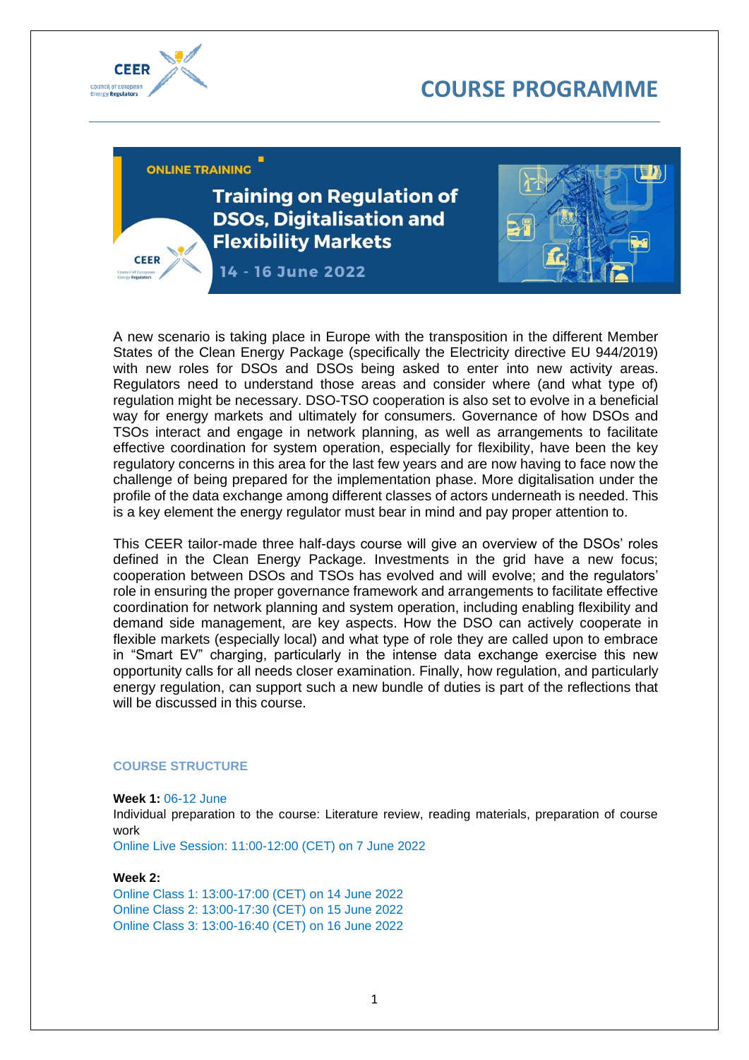# COURSE PROGRAMME

ONLINE TRAINING

## Training on Regulation of DSOs, Digitalisation and Flexibility Markets

**14 - 16 June 2022**

A new scenario is taking place in Europe with the transposition in the different Member States of the Clean Energy Package (specifically the Electricity directive EU 944/2019) with new roles for DSOs and DSOs being asked to enter into new activity areas. Regulators need to understand those areas and consider where (and what type of) regulation might be necessary. DSO-TSO cooperation is also set to evolve in a beneficial way for energy markets and ultimately for consumers. Governance of how DSOs and TSOs interact and engage in network planning, as well as arrangements to facilitate effective coordination for system operation, especially for flexibility, have been the key regulatory concerns in this area for the last few years and are now having to face now the challenge of being prepared for the implementation phase. More digitalisation under the profile of the data exchange among different classes of actors underneath is needed. This is a key element the energy regulator must bear in mind and pay proper attention to.

This CEER tailor-made three half-days course will give an overview of the DSOs' roles defined in the Clean Energy Package. Investments in the grid have a new focus; cooperation between DSOs and TSOs has evolved and will evolve; and the regulators' role in ensuring the proper governance framework and arrangements to facilitate effective coordination for network planning and system operation, including enabling flexibility and demand side management, are key aspects. How the DSO can actively cooperate in flexible markets (especially local) and what type of role they are called upon to embrace in "Smart EV" charging, particularly in the intense data exchange exercise this new opportunity calls for all needs closer examination. Finally, how regulation, and particularly energy regulation, can support such a new bundle of duties is part of the reflections that will be discussed in this course.

### COURSE STRUCTURE

**Week 1:** 06-12 June

Individual preparation to the course: Literature review, reading materials, preparation of course work

Online Live Session: 11:00-12:00 (CET) on 7 June 2022

**Week 2:**

Online Class 1: 13:00-17:00 (CET) on 14 June 2022

Online Class 2: 13:00-17:30 (CET) on 15 June 2022

Online Class 3: 13:00-16:40 (CET) on 16 June 2022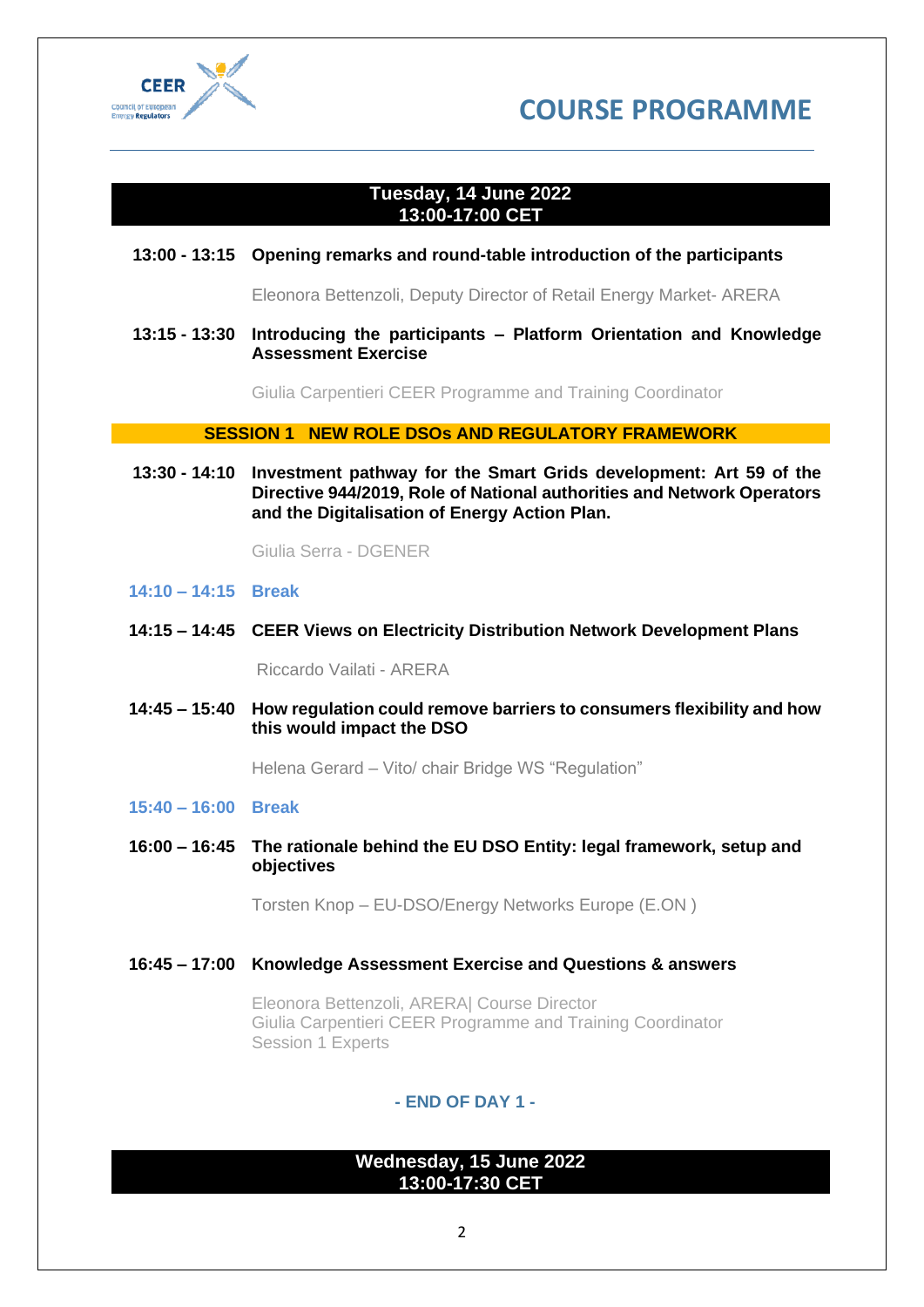# COURSE PROGRAMME

**Tuesday, 14 June 2022**
**13:00-17:00 CET**

**13:00 - 13:15 Opening remarks and round-table introduction of the participants**

Eleonora Bettenzoli, Deputy Director of Retail Energy Market- ARERA

**13:15 - 13:30 Introducing the participants – Platform Orientation and Knowledge Assessment Exercise**

Giulia Carpentieri CEER Programme and Training Coordinator

## SESSION 1 NEW ROLE DSOs AND REGULATORY FRAMEWORK

**13:30 - 14:10 Investment pathway for the Smart Grids development: Art 59 of the Directive 944/2019, Role of National authorities and Network Operators and the Digitalisation of Energy Action Plan.**

Giulia Serra - DGENER

**14:10 – 14:15 Break**

**14:15 – 14:45 CEER Views on Electricity Distribution Network Development Plans**

Riccardo Vailati - ARERA

**14:45 – 15:40 How regulation could remove barriers to consumers flexibility and how this would impact the DSO**

Helena Gerard – Vito/ chair Bridge WS "Regulation"

**15:40 – 16:00 Break**

**16:00 – 16:45 The rationale behind the EU DSO Entity: legal framework, setup and objectives**

Torsten Knop – EU-DSO/Energy Networks Europe (E.ON )

**16:45 – 17:00 Knowledge Assessment Exercise and Questions & answers**

Eleonora Bettenzoli, ARERA| Course Director
Giulia Carpentieri CEER Programme and Training Coordinator
Session 1 Experts

**- END OF DAY 1 -**

**Wednesday, 15 June 2022**
**13:00-17:30 CET**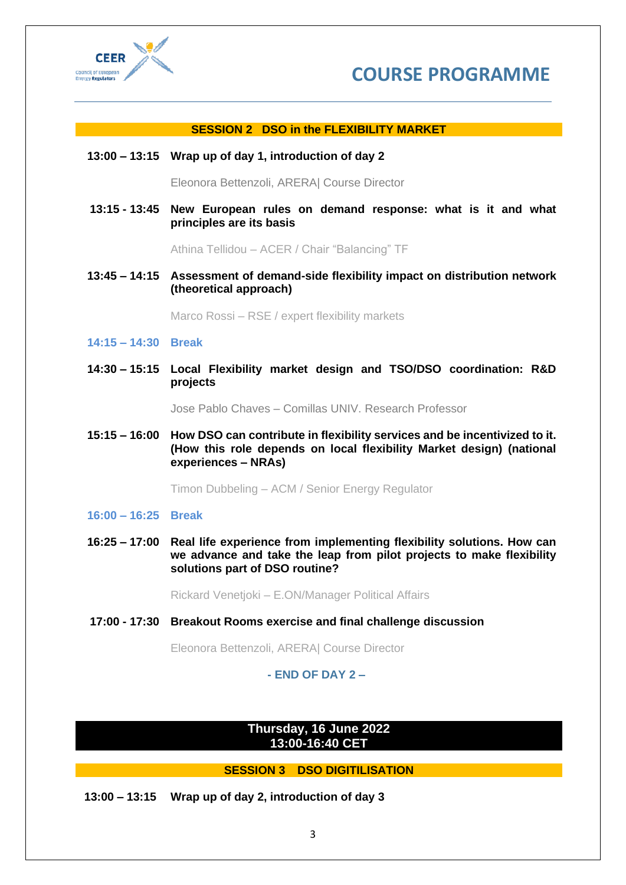# COURSE PROGRAMME

## SESSION 2 DSO in the FLEXIBILITY MARKET

**13:00 – 13:15 Wrap up of day 1, introduction of day 2**

Eleonora Bettenzoli, ARERA| Course Director

**13:15 - 13:45 New European rules on demand response: what is it and what principles are its basis**

Athina Tellidou – ACER / Chair “Balancing” TF

**13:45 – 14:15 Assessment of demand-side flexibility impact on distribution network (theoretical approach)**

Marco Rossi – RSE / expert flexibility markets

**14:15 – 14:30 Break**

**14:30 – 15:15 Local Flexibility market design and TSO/DSO coordination: R&D projects**

Jose Pablo Chaves – Comillas UNIV. Research Professor

**15:15 – 16:00 How DSO can contribute in flexibility services and be incentivized to it. (How this role depends on local flexibility Market design) (national experiences – NRAs)**

Timon Dubbeling – ACM / Senior Energy Regulator

**16:00 – 16:25 Break**

**16:25 – 17:00 Real life experience from implementing flexibility solutions. How can we advance and take the leap from pilot projects to make flexibility solutions part of DSO routine?**

Rickard Venetjoki – E.ON/Manager Political Affairs

**17:00 - 17:30 Breakout Rooms exercise and final challenge discussion**

Eleonora Bettenzoli, ARERA| Course Director

**- END OF DAY 2 –**

## Thursday, 16 June 2022
## 13:00-16:40 CET

## SESSION 3 DSO DIGITILISATION

**13:00 – 13:15 Wrap up of day 2, introduction of day 3**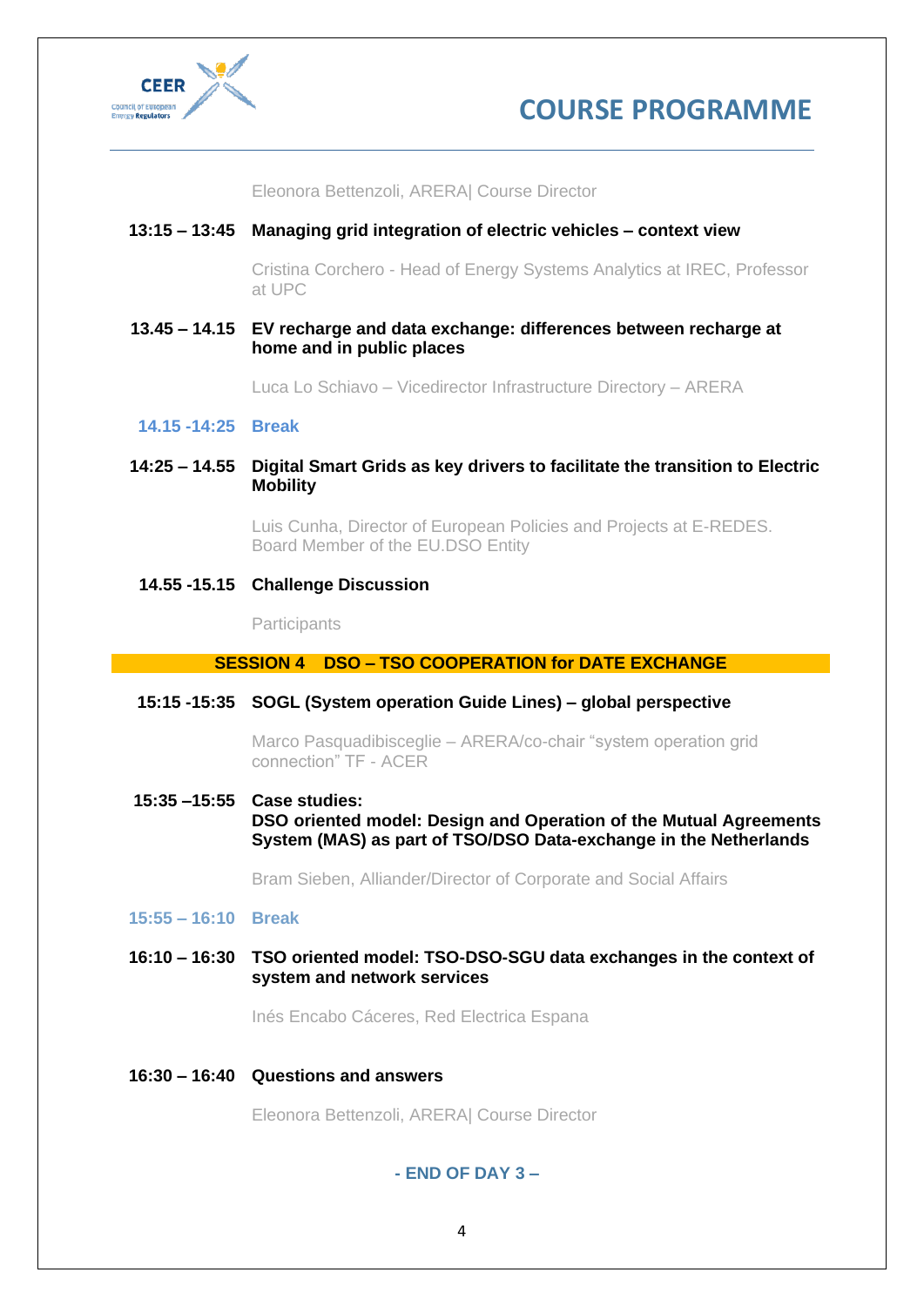Eleonora Bettenzoli, ARERA| Course Director

**13:15 – 13:45** **Managing grid integration of electric vehicles – context view**

Cristina Corchero - Head of Energy Systems Analytics at IREC, Professor at UPC

**13.45 – 14.15** **EV recharge and data exchange: differences between recharge at home and in public places**

Luca Lo Schiavo – Vicedirector Infrastructure Directory – ARERA

**14.15 -14:25** **Break**

**14:25 – 14.55** **Digital Smart Grids as key drivers to facilitate the transition to Electric Mobility**

Luis Cunha, Director of European Policies and Projects at E-REDES. Board Member of the EU.DSO Entity

**14.55 -15.15** **Challenge Discussion**

Participants

## SESSION 4 DSO – TSO COOPERATION for DATE EXCHANGE

**15:15 -15:35** **SOGL (System operation Guide Lines) – global perspective**

Marco Pasquadibisceglie – ARERA/co-chair "system operation grid connection" TF - ACER

**15:35 –15:55** **Case studies:**
**DSO oriented model: Design and Operation of the Mutual Agreements System (MAS) as part of TSO/DSO Data-exchange in the Netherlands**

Bram Sieben, Alliander/Director of Corporate and Social Affairs

**15:55 – 16:10** **Break**

**16:10 – 16:30** **TSO oriented model: TSO-DSO-SGU data exchanges in the context of system and network services**

Inés Encabo Cáceres, Red Electrica Espana

**16:30 – 16:40** **Questions and answers**

Eleonora Bettenzoli, ARERA| Course Director

**- END OF DAY 3 –**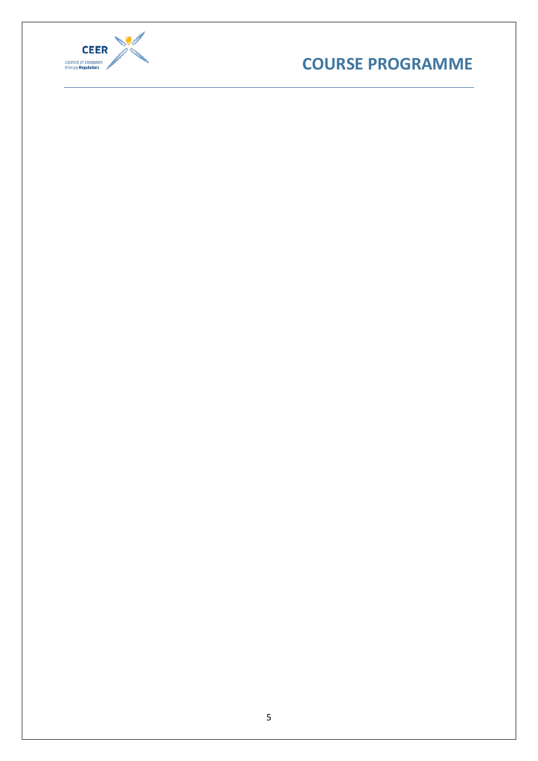# COURSE PROGRAMME